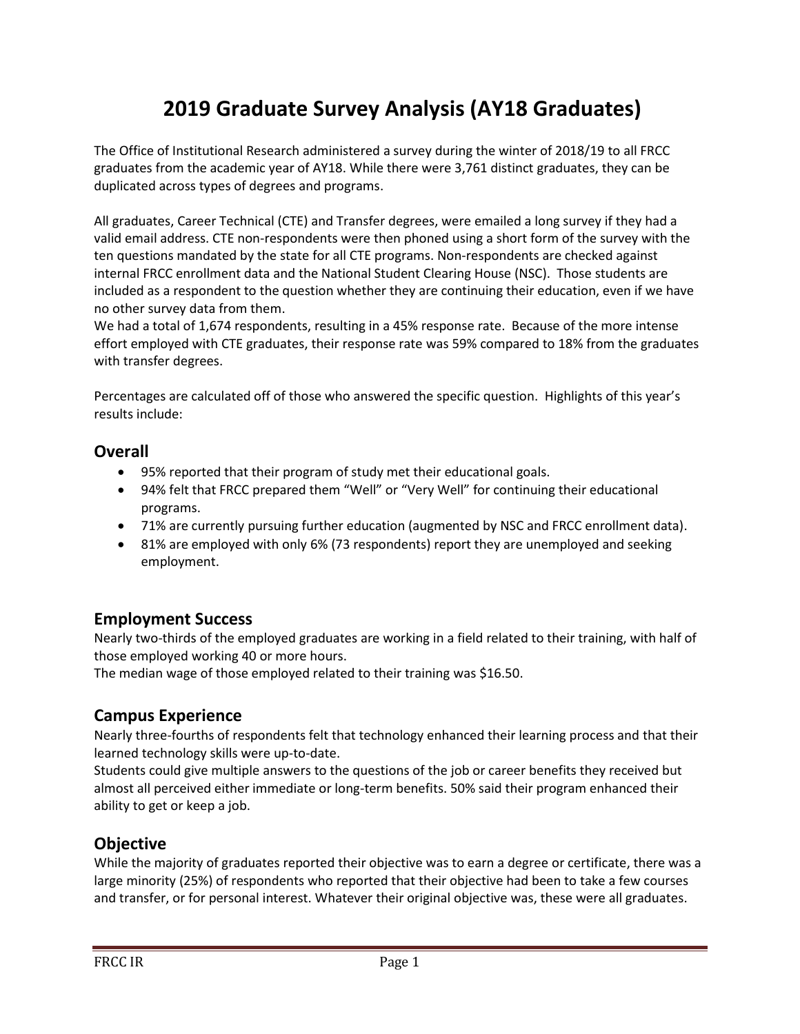# 2019 Graduate Survey Analysis (AY18 Graduates)

The Office of Institutional Research administered a survey during the winter of 2018/19 to all FRCC graduates from the academic year of AY18. While there were 3,761 distinct graduates, they can be duplicated across types of degrees and programs.

All graduates, Career Technical (CTE) and Transfer degrees, were emailed a long survey if they had a valid email address. CTE non-respondents were then phoned using a short form of the survey with the ten questions mandated by the state for all CTE programs. Non-respondents are checked against internal FRCC enrollment data and the National Student Clearing House (NSC). Those students are included as a respondent to the question whether they are continuing their education, even if we have no other survey data from them.
We had a total of 1,674 respondents, resulting in a 45% response rate. Because of the more intense effort employed with CTE graduates, their response rate was 59% compared to 18% from the graduates with transfer degrees.

Percentages are calculated off of those who answered the specific question. Highlights of this year's results include:

## Overall

- 95% reported that their program of study met their educational goals.
- 94% felt that FRCC prepared them "Well" or "Very Well" for continuing their educational programs.
- 71% are currently pursuing further education (augmented by NSC and FRCC enrollment data).
- 81% are employed with only 6% (73 respondents) report they are unemployed and seeking employment.

## Employment Success

Nearly two-thirds of the employed graduates are working in a field related to their training, with half of those employed working 40 or more hours.
The median wage of those employed related to their training was $16.50.

## Campus Experience

Nearly three-fourths of respondents felt that technology enhanced their learning process and that their learned technology skills were up-to-date.
Students could give multiple answers to the questions of the job or career benefits they received but almost all perceived either immediate or long-term benefits. 50% said their program enhanced their ability to get or keep a job.

## Objective

While the majority of graduates reported their objective was to earn a degree or certificate, there was a large minority (25%) of respondents who reported that their objective had been to take a few courses and transfer, or for personal interest. Whatever their original objective was, these were all graduates.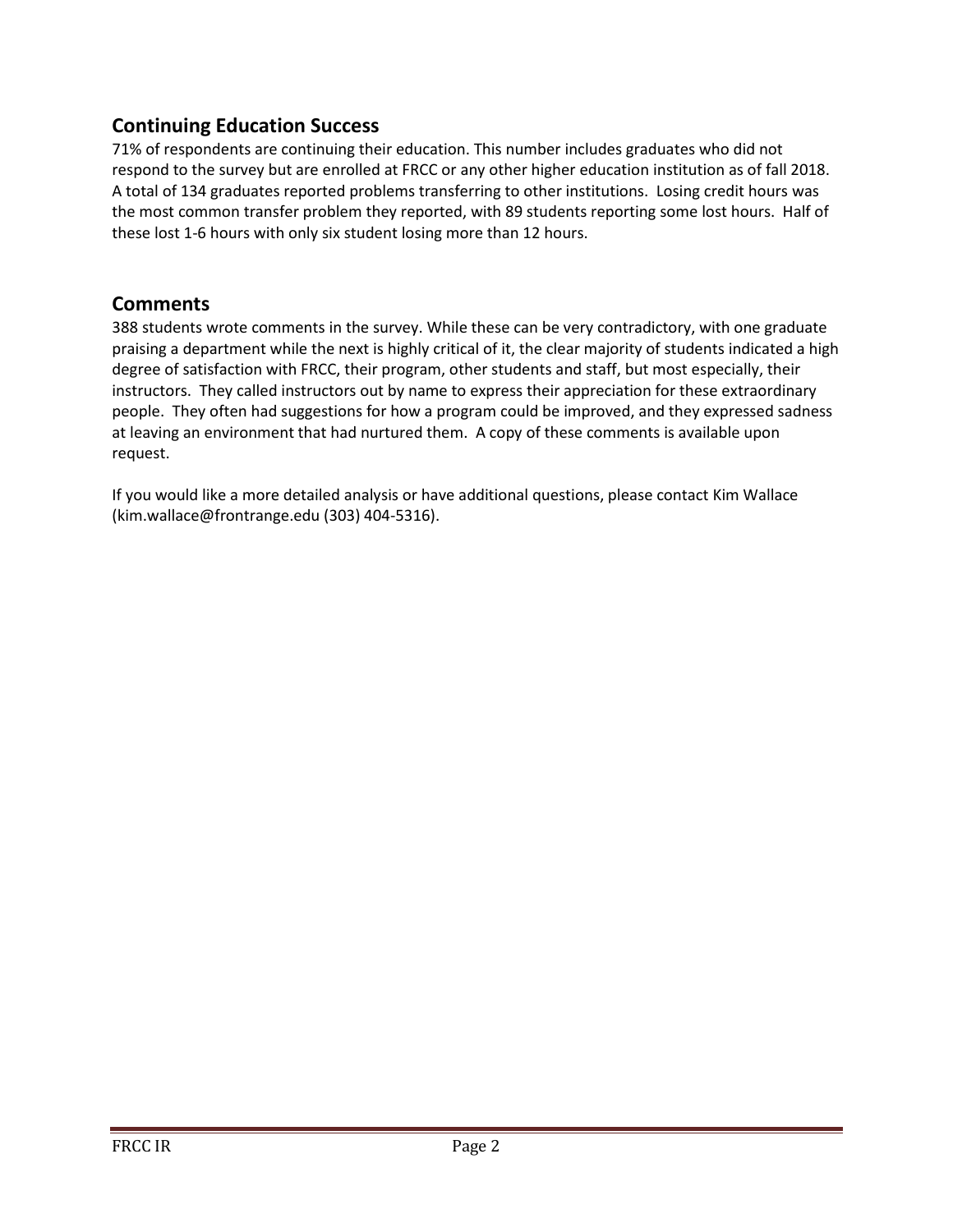## Continuing Education Success

71% of respondents are continuing their education. This number includes graduates who did not respond to the survey but are enrolled at FRCC or any other higher education institution as of fall 2018. A total of 134 graduates reported problems transferring to other institutions. Losing credit hours was the most common transfer problem they reported, with 89 students reporting some lost hours. Half of these lost 1-6 hours with only six student losing more than 12 hours.

## Comments

388 students wrote comments in the survey. While these can be very contradictory, with one graduate praising a department while the next is highly critical of it, the clear majority of students indicated a high degree of satisfaction with FRCC, their program, other students and staff, but most especially, their instructors. They called instructors out by name to express their appreciation for these extraordinary people. They often had suggestions for how a program could be improved, and they expressed sadness at leaving an environment that had nurtured them. A copy of these comments is available upon request.

If you would like a more detailed analysis or have additional questions, please contact Kim Wallace (kim.wallace@frontrange.edu (303) 404-5316).